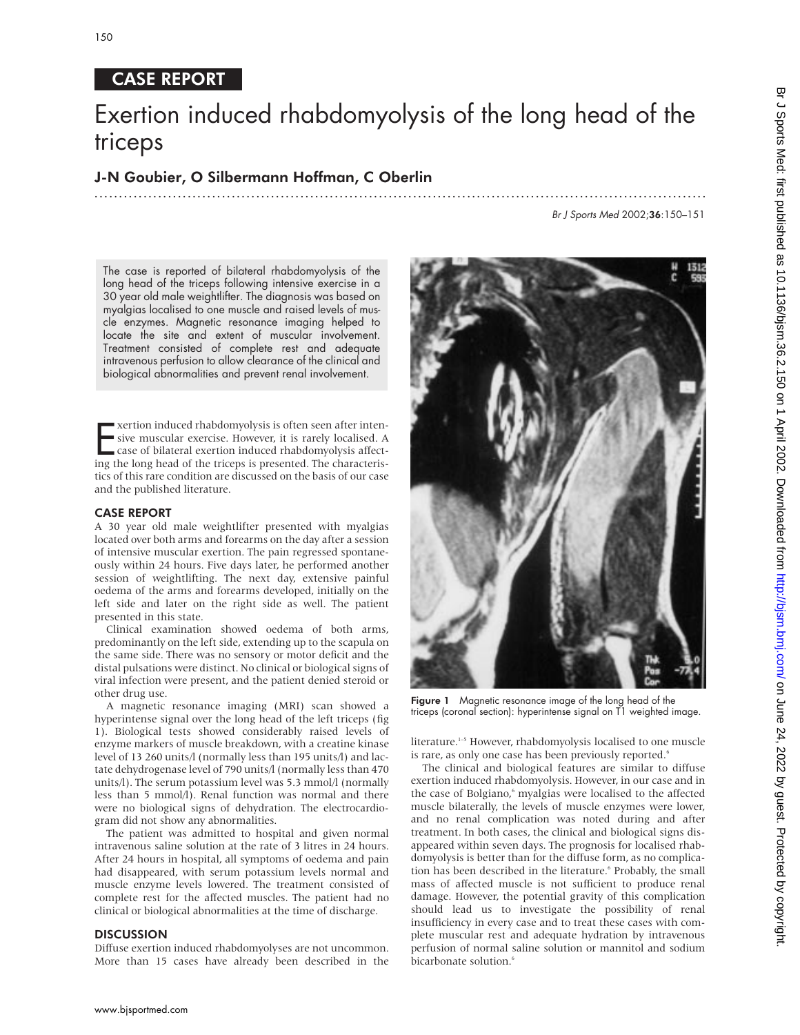CASE REPORT

# Exertion induced rhabdomyolysis of the long head of the triceps

## J-N Goubier, O Silbermann Hoffman, C Oberlin

The case is reported of bilateral rhabdomyolysis of the long head of the triceps following intensive exercise in a 30 year old male weightlifter. The diagnosis was based on myalgias localised to one muscle and raised levels of muscle enzymes. Magnetic resonance imaging helped to locate the site and extent of muscular involvement. Treatment consisted of complete rest and adequate intravenous perfusion to allow clearance of the clinical and biological abnormalities and prevent renal involvement.

Exertion induced rhabdomyolysis is often seen after intensive muscular exercise. However, it is rarely localised. A case of bilateral exertion induced rhabdomyolysis affecting the long head of the triceps is presented. The characteristics of this rare condition are discussed on the basis of our case and the published literature.

### CASE REPORT

A 30 year old male weightlifter presented with myalgias located over both arms and forearms on the day after a session of intensive muscular exertion. The pain regressed spontaneously within 24 hours. Five days later, he performed another session of weightlifting. The next day, extensive painful oedema of the arms and forearms developed, initially on the left side and later on the right side as well. The patient presented in this state.

Clinical examination showed oedema of both arms, predominantly on the left side, extending up to the scapula on the same side. There was no sensory or motor deficit and the distal pulsations were distinct. No clinical or biological signs of viral infection were present, and the patient denied steroid or other drug use.

A magnetic resonance imaging (MRI) scan showed a hyperintense signal over the long head of the left triceps (fig 1). Biological tests showed considerably raised levels of enzyme markers of muscle breakdown, with a creatine kinase level of 13 260 units/l (normally less than 195 units/l) and lactate dehydrogenase level of 790 units/l (normally less than 470 units/l). The serum potassium level was 5.3 mmol/l (normally less than 5 mmol/l). Renal function was normal and there were no biological signs of dehydration. The electrocardiogram did not show any abnormalities.

The patient was admitted to hospital and given normal intravenous saline solution at the rate of 3 litres in 24 hours. After 24 hours in hospital, all symptoms of oedema and pain had disappeared, with serum potassium levels normal and muscle enzyme levels lowered. The treatment consisted of complete rest for the affected muscles. The patient had no clinical or biological abnormalities at the time of discharge.

### DISCUSSION

Diffuse exertion induced rhabdomyolyses are not uncommon. More than 15 cases have already been described in the literature.[1–5] However, rhabdomyolysis localised to one muscle is rare, as only one case has been previously reported.[6]

**Figure 1** Magnetic resonance image of the long head of the triceps (coronal section): hyperintense signal on T1 weighted image.

The clinical and biological features are similar to diffuse exertion induced rhabdomyolysis. However, in our case and in the case of Bolgiano,[6] myalgias were localised to the affected muscle bilaterally, the levels of muscle enzymes were lower, and no renal complication was noted during and after treatment. In both cases, the clinical and biological signs disappeared within seven days. The prognosis for localised rhabdomyolysis is better than for the diffuse form, as no complication has been described in the literature.[6] Probably, the small mass of affected muscle is not sufficient to produce renal damage. However, the potential gravity of this complication should lead us to investigate the possibility of renal insufficiency in every case and to treat these cases with complete muscular rest and adequate hydration by intravenous perfusion of normal saline solution or mannitol and sodium bicarbonate solution.[6]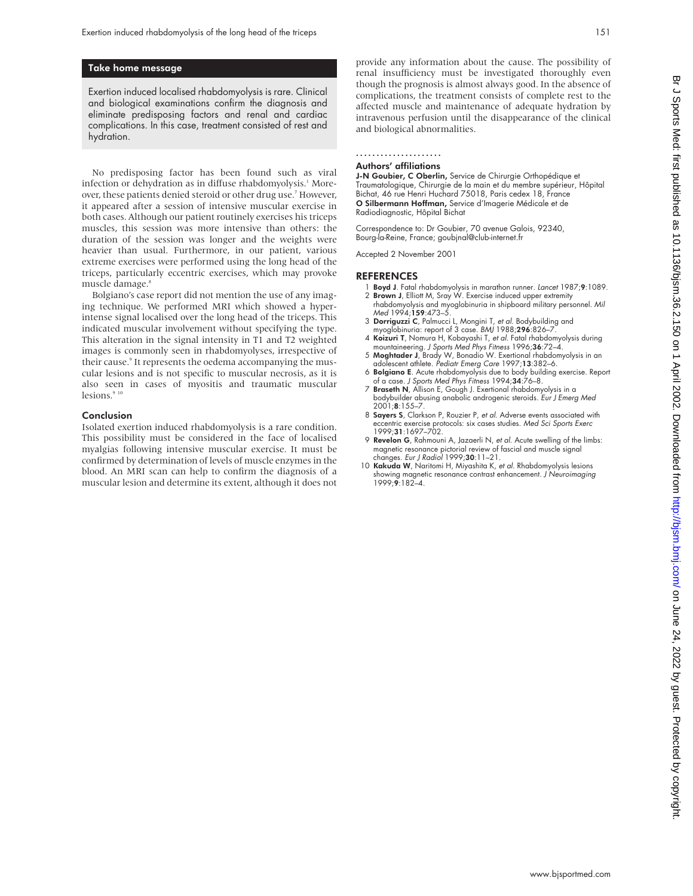## Take home message

Exertion induced localised rhabdomyolysis is rare. Clinical and biological examinations confirm the diagnosis and eliminate predisposing factors and renal and cardiac complications. In this case, treatment consisted of rest and hydration.

No predisposing factor has been found such as viral infection or dehydration as in diffuse rhabdomyolysis.[1] Moreover, these patients denied steroid or other drug use.[7] However, it appeared after a session of intensive muscular exercise in both cases. Although our patient routinely exercises his triceps muscles, this session was more intensive than others: the duration of the session was longer and the weights were heavier than usual. Furthermore, in our patient, various extreme exercises were performed using the long head of the triceps, particularly eccentric exercises, which may provoke muscle damage.[8]

Bolgiano's case report did not mention the use of any imaging technique. We performed MRI which showed a hyperintense signal localised over the long head of the triceps. This indicated muscular involvement without specifying the type. This alteration in the signal intensity in T1 and T2 weighted images is commonly seen in rhabdomyolyses, irrespective of their cause.[9] It represents the oedema accompanying the muscular lesions and is not specific to muscular necrosis, as it is also seen in cases of myositis and traumatic muscular lesions.[9,10]

### Conclusion

Isolated exertion induced rhabdomyolysis is a rare condition. This possibility must be considered in the face of localised myalgias following intensive muscular exercise. It must be confirmed by determination of levels of muscle enzymes in the blood. An MRI scan can help to confirm the diagnosis of a muscular lesion and determine its extent, although it does not provide any information about the cause. The possibility of renal insufficiency must be investigated thoroughly even though the prognosis is almost always good. In the absence of complications, the treatment consists of complete rest to the affected muscle and maintenance of adequate hydration by intravenous perfusion until the disappearance of the clinical and biological abnormalities.

### Authors' affiliations

**J-N Goubier, C Oberlin,** Service de Chirurgie Orthopédique et Traumatologique, Chirurgie de la main et du membre supérieur, Hôpital Bichat, 46 rue Henri Huchard 75018, Paris cedex 18, France
**O Silbermann Hoffman,** Service d'Imagerie Médicale et de Radiodiagnostic, Hôpital Bichat

Correspondence to: Dr Goubier, 70 avenue Galois, 92340, Bourg-la-Reine, France; goubjnal@club-internet.fr

Accepted 2 November 2001

## REFERENCES

1. **Boyd J**. Fatal rhabdomyolysis in marathon runner. *Lancet* 1987;**9**:1089.
2. **Brown J**, Elliott M, Sray W. Exercise induced upper extremity rhabdomyolysis and myoglobinuria in shipboard military personnel. *Mil Med* 1994;**159**:473–5.
3. **Dorriguzzi C**, Palmucci L, Mongini T, *et al*. Bodybuilding and myoglobinuria: report of 3 case. *BMJ* 1988;**296**:826–7.
4. **Koizuri T**, Nomura H, Kobayashi T, *et al*. Fatal rhabdomyolysis during mountaineering. *J Sports Med Phys Fitness* 1996;**36**:72–4.
5. **Moghtader J**, Brady W, Bonadio W. Exertional rhabdomyolysis in an adolescent athlete. *Pediatr Emerg Care* 1997;**13**:382–6.
6. **Bolgiano E**. Acute rhabdomyolysis due to body building exercise. Report of a case. *J Sports Med Phys Fitness* 1994;**34**:76–8.
7. **Braseth N**, Allison E, Gough J. Exertional rhabdomyolysis in a bodybuilder abusing anabolic androgenic steroids. *Eur J Emerg Med* 2001;**8**:155–7.
8. **Sayers S**, Clarkson P, Rouzier P, *et al*. Adverse events associated with eccentric exercise protocols: six cases studies. *Med Sci Sports Exerc* 1999;**31**:1697–702.
9. **Revelon G**, Rahmouni A, Jazaerli N, *et al*. Acute swelling of the limbs: magnetic resonance pictorial review of fascial and muscle signal changes. *Eur J Radiol* 1999;**30**:11–21.
10. **Kakuda W**, Naritomi H, Miyashita K, *et al*. Rhabdomyolysis lesions showing magnetic resonance contrast enhancement. *J Neuroimaging* 1999;**9**:182–4.